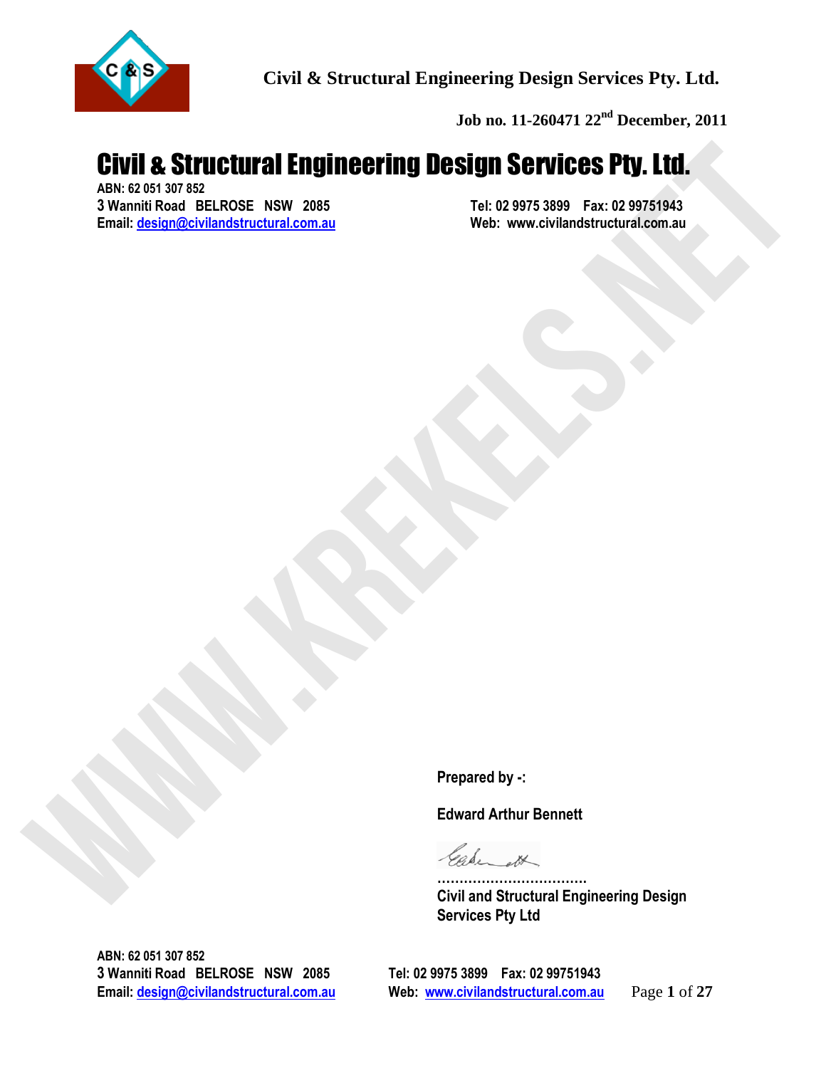**Civil & Structural Engineering Design Services Pty. Ltd.**

**Job no. 11-260471 22nd December, 2011**

# Civil & Structural Engineering Design Services Pty. Ltd.

**ABN: 62 051 307 852**
**3 Wanniti Road BELROSE NSW 2085**
**Email: design@civilandstructural.com.au**

**Tel: 02 9975 3899 Fax: 02 99751943**
**Web: www.civilandstructural.com.au**

**Prepared by -:**

**Edward Arthur Bennett**

**……………………………**
**Civil and Structural Engineering Design Services Pty Ltd**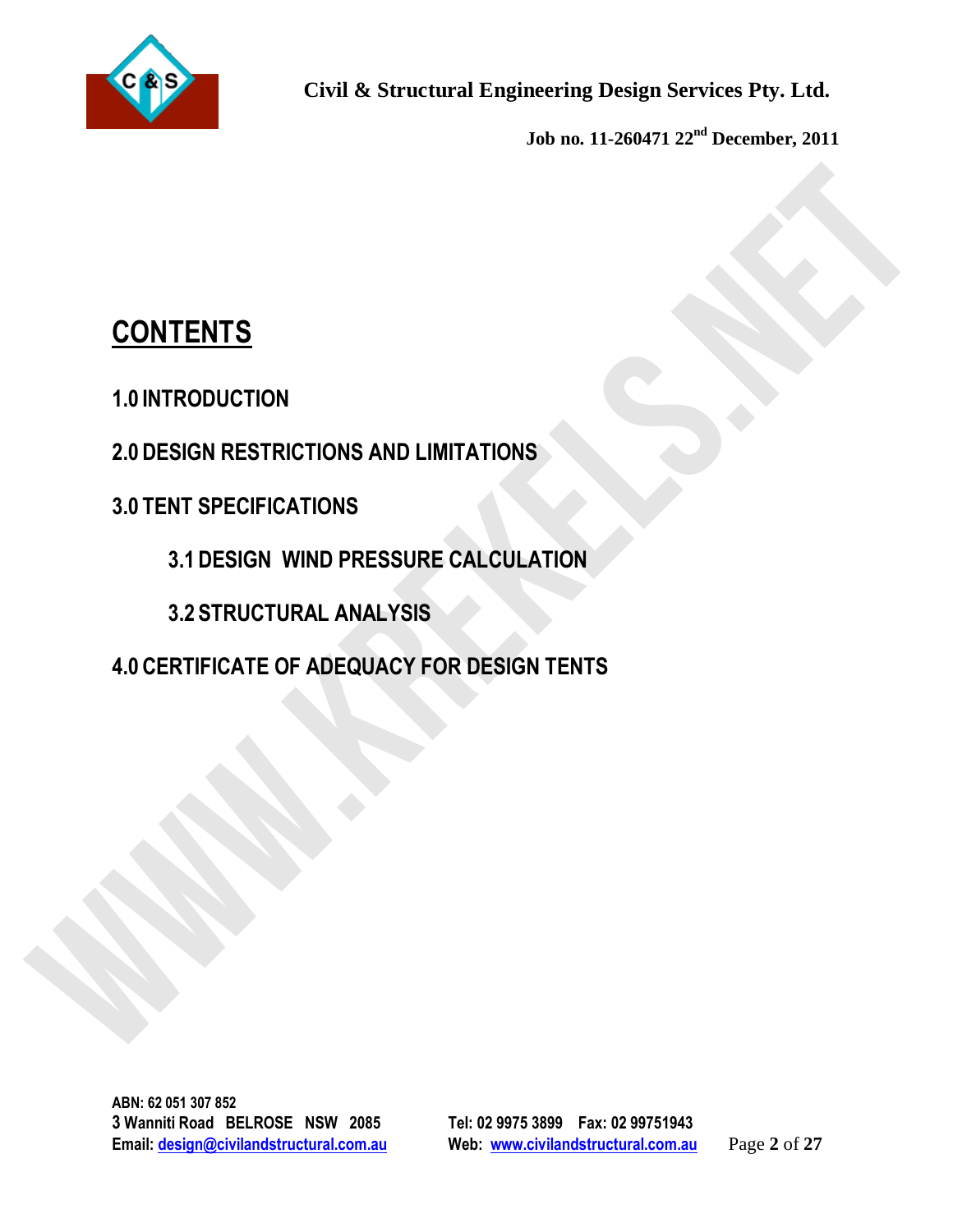# CONTENTS

## 1.0 INTRODUCTION

## 2.0 DESIGN RESTRICTIONS AND LIMITATIONS

## 3.0 TENT SPECIFICATIONS

### 3.1 DESIGN WIND PRESSURE CALCULATION

### 3.2 STRUCTURAL ANALYSIS

## 4.0 CERTIFICATE OF ADEQUACY FOR DESIGN TENTS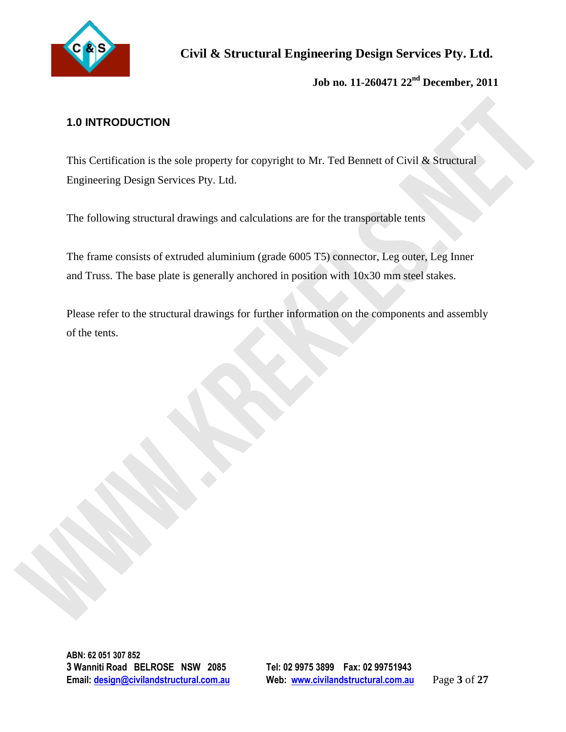## 1.0 INTRODUCTION

This Certification is the sole property for copyright to Mr. Ted Bennett of Civil & Structural Engineering Design Services Pty. Ltd.

The following structural drawings and calculations are for the transportable tents

The frame consists of extruded aluminium (grade 6005 T5) connector, Leg outer, Leg Inner and Truss. The base plate is generally anchored in position with 10x30 mm steel stakes.

Please refer to the structural drawings for further information on the components and assembly of the tents.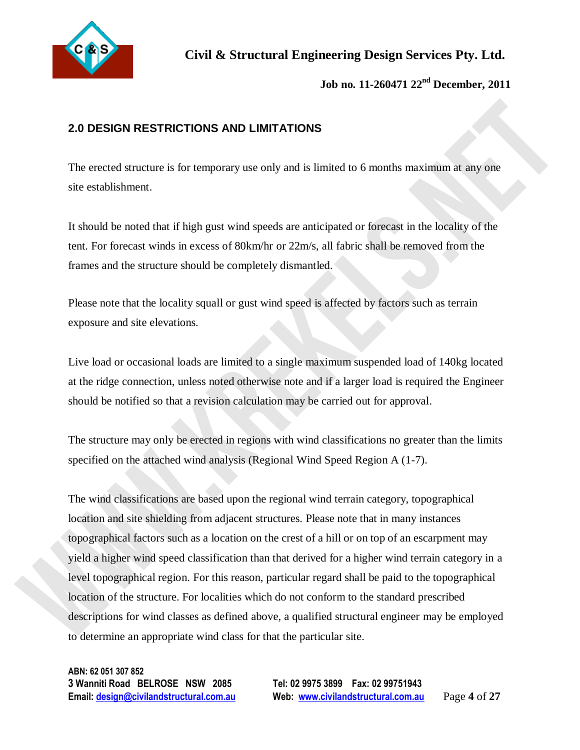## 2.0 DESIGN RESTRICTIONS AND LIMITATIONS

The erected structure is for temporary use only and is limited to 6 months maximum at any one site establishment.

It should be noted that if high gust wind speeds are anticipated or forecast in the locality of the tent. For forecast winds in excess of 80km/hr or 22m/s, all fabric shall be removed from the frames and the structure should be completely dismantled.

Please note that the locality squall or gust wind speed is affected by factors such as terrain exposure and site elevations.

Live load or occasional loads are limited to a single maximum suspended load of 140kg located at the ridge connection, unless noted otherwise note and if a larger load is required the Engineer should be notified so that a revision calculation may be carried out for approval.

The structure may only be erected in regions with wind classifications no greater than the limits specified on the attached wind analysis (Regional Wind Speed Region A (1-7).

The wind classifications are based upon the regional wind terrain category, topographical location and site shielding from adjacent structures. Please note that in many instances topographical factors such as a location on the crest of a hill or on top of an escarpment may yield a higher wind speed classification than that derived for a higher wind terrain category in a level topographical region. For this reason, particular regard shall be paid to the topographical location of the structure. For localities which do not conform to the standard prescribed descriptions for wind classes as defined above, a qualified structural engineer may be employed to determine an appropriate wind class for that the particular site.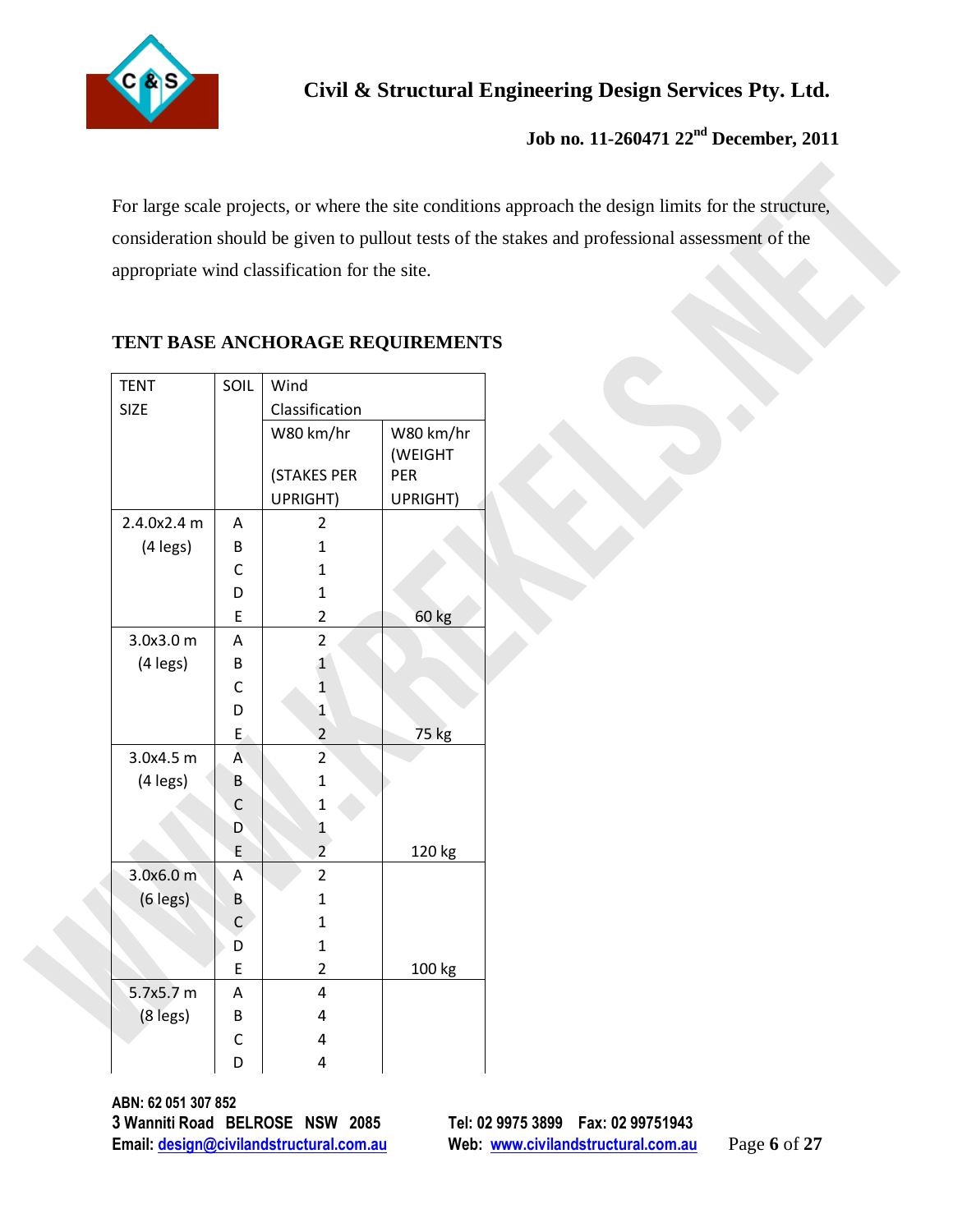For large scale projects, or where the site conditions approach the design limits for the structure, consideration should be given to pullout tests of the stakes and professional assessment of the appropriate wind classification for the site.

## TENT BASE ANCHORAGE REQUIREMENTS

| TENT SIZE | SOIL | Wind Classification | |
|---|---|---|---|
| | | W80 km/hr (STAKES PER UPRIGHT) | W80 km/hr (WEIGHT PER UPRIGHT) |
| 2.4.0x2.4 m (4 legs) | A | 2 | |
| | B | 1 | |
| | C | 1 | |
| | D | 1 | |
| | E | 2 | 60 kg |
| 3.0x3.0 m (4 legs) | A | 2 | |
| | B | 1 | |
| | C | 1 | |
| | D | 1 | |
| | E | 2 | 75 kg |
| 3.0x4.5 m (4 legs) | A | 2 | |
| | B | 1 | |
| | C | 1 | |
| | D | 1 | |
| | E | 2 | 120 kg |
| 3.0x6.0 m (6 legs) | A | 2 | |
| | B | 1 | |
| | C | 1 | |
| | D | 1 | |
| | E | 2 | 100 kg |
| 5.7x5.7 m (8 legs) | A | 4 | |
| | B | 4 | |
| | C | 4 | |
| | D | 4 | |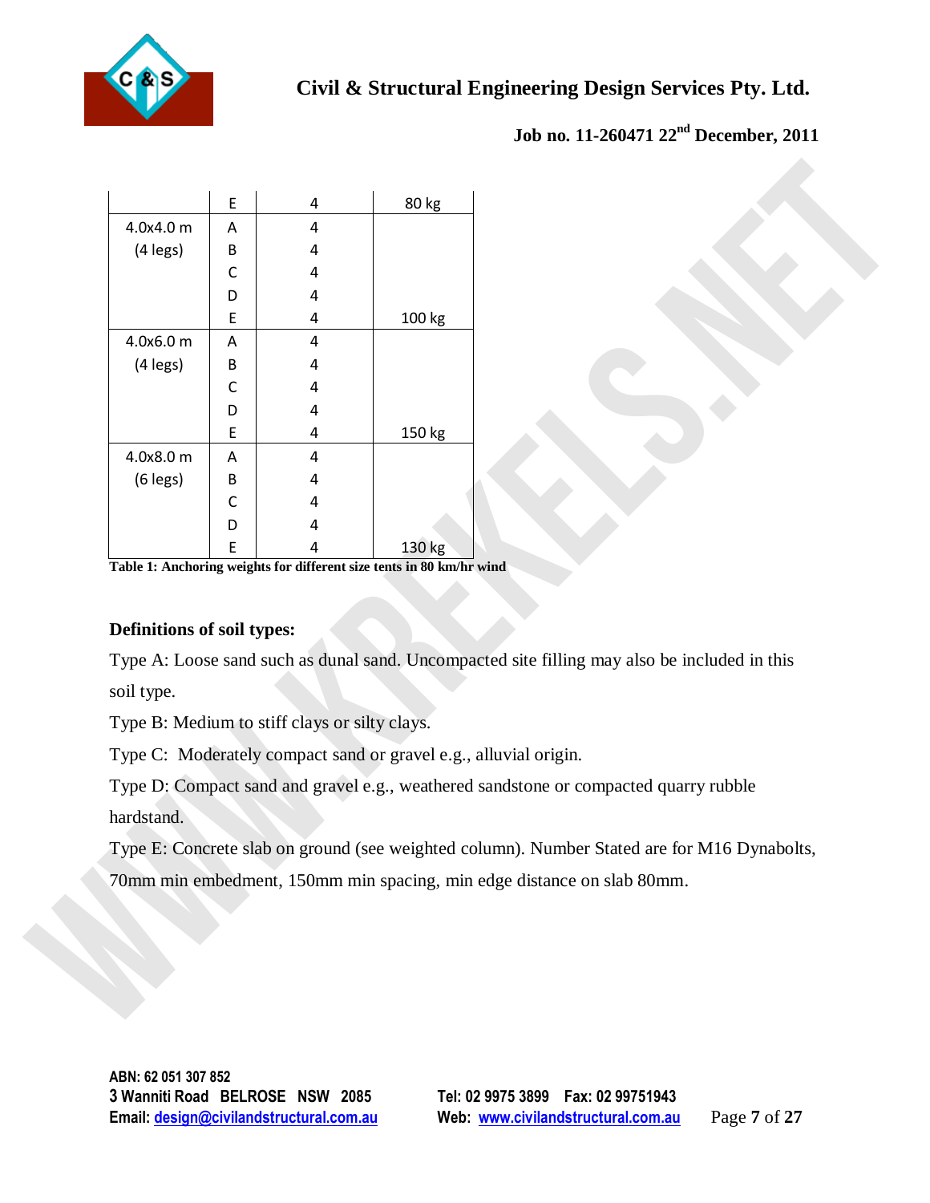| | | | |
|---|---|---|---|
| | E | 4 | 80 kg |
| 4.0x4.0 m (4 legs) | A | 4 | |
| | B | 4 | |
| | C | 4 | |
| | D | 4 | |
| | E | 4 | 100 kg |
| 4.0x6.0 m (4 legs) | A | 4 | |
| | B | 4 | |
| | C | 4 | |
| | D | 4 | |
| | E | 4 | 150 kg |
| 4.0x8.0 m (6 legs) | A | 4 | |
| | B | 4 | |
| | C | 4 | |
| | D | 4 | |
| | E | 4 | 130 kg |

**Table 1: Anchoring weights for different size tents in 80 km/hr wind**

**Definitions of soil types:**

Type A: Loose sand such as dunal sand. Uncompacted site filling may also be included in this soil type.

Type B: Medium to stiff clays or silty clays.

Type C: Moderately compact sand or gravel e.g., alluvial origin.

Type D: Compact sand and gravel e.g., weathered sandstone or compacted quarry rubble hardstand.

Type E: Concrete slab on ground (see weighted column). Number Stated are for M16 Dynabolts, 70mm min embedment, 150mm min spacing, min edge distance on slab 80mm.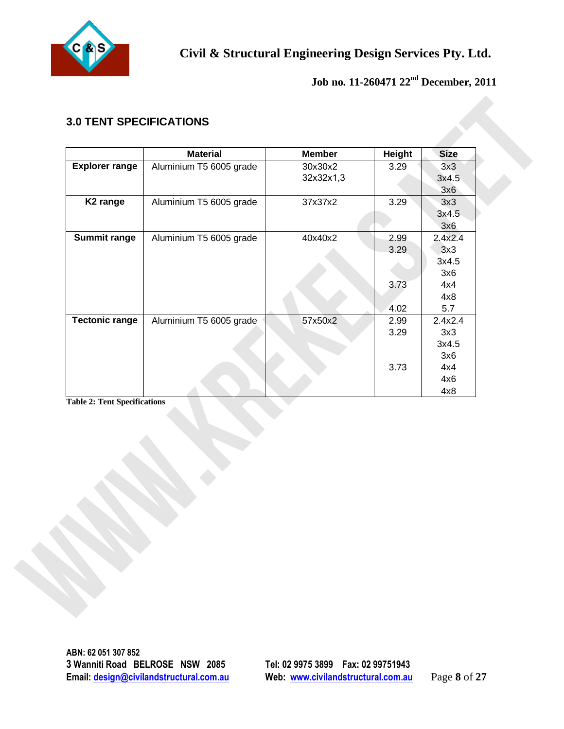## 3.0 TENT SPECIFICATIONS

| | Material | Member | Height | Size |
|---|---|---|---|---|
| **Explorer range** | Aluminium T5 6005 grade | 30x30x2<br>32x32x1,3 | 3.29 | 3x3<br>3x4.5<br>3x6 |
| **K2 range** | Aluminium T5 6005 grade | 37x37x2 | 3.29 | 3x3<br>3x4.5<br>3x6 |
| **Summit range** | Aluminium T5 6005 grade | 40x40x2 | 2.99<br>3.29<br><br><br>3.73<br><br>4.02 | 2.4x2.4<br>3x3<br>3x4.5<br>3x6<br>4x4<br>4x8<br>5.7 |
| **Tectonic range** | Aluminium T5 6005 grade | 57x50x2 | 2.99<br>3.29<br><br><br>3.73 | 2.4x2.4<br>3x3<br>3x4.5<br>3x6<br>4x4<br>4x6<br>4x8 |

**Table 2: Tent Specifications**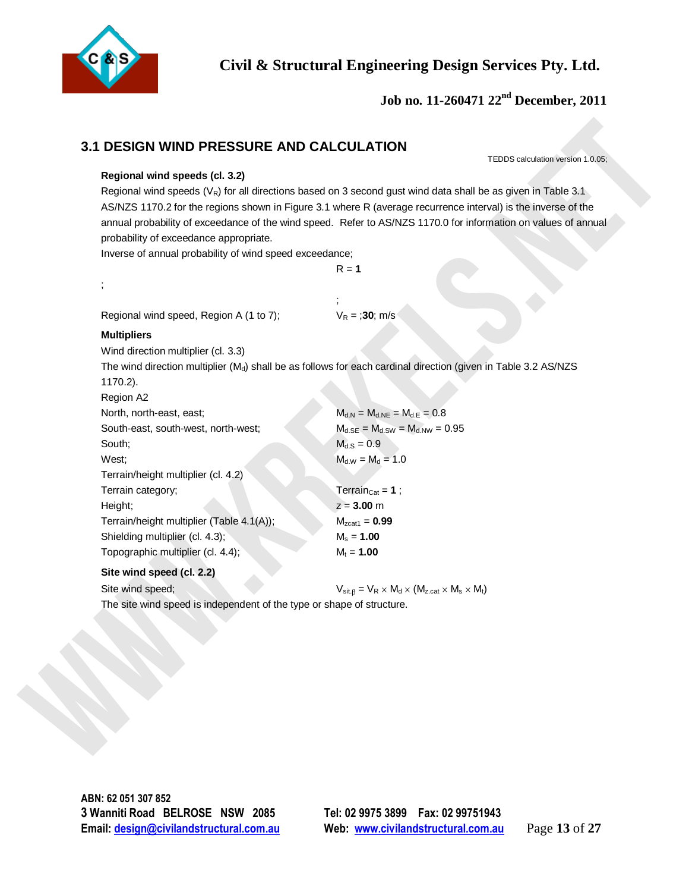## 3.1 DESIGN WIND PRESSURE AND CALCULATION

TEDDS calculation version 1.0.05;

**Regional wind speeds (cl. 3.2)**

Regional wind speeds ($V_R$) for all directions based on 3 second gust wind data shall be as given in Table 3.1 AS/NZS 1170.2 for the regions shown in Figure 3.1 where R (average recurrence interval) is the inverse of the annual probability of exceedance of the wind speed. Refer to AS/NZS 1170.0 for information on values of annual probability of exceedance appropriate.

Inverse of annual probability of wind speed exceedance;

$R$ = **1**

;

;

Regional wind speed, Region A (1 to 7); $V_R$ = ;**30**; m/s

**Multipliers**

Wind direction multiplier (cl. 3.3)

The wind direction multiplier ($M_d$) shall be as follows for each cardinal direction (given in Table 3.2 AS/NZS 1170.2).

Region A2

North, north-east, east; $M_{d.N} = M_{d.NE} = M_{d.E} = 0.8$

South-east, south-west, north-west; $M_{d.SE} = M_{d.SW} = M_{d.NW} = 0.95$

South; $M_{d.S} = 0.9$

West; $M_{d.W} = M_d = 1.0$

Terrain/height multiplier (cl. 4.2)

Terrain category; $Terrain_{Cat}$ = **1** ;

Height; $z$ = **3.00** m

Terrain/height multiplier (Table 4.1(A)); $M_{zcat1}$ = **0.99**

Shielding multiplier (cl. 4.3); $M_s$ = **1.00**

Topographic multiplier (cl. 4.4); $M_t$ = **1.00**

**Site wind speed (cl. 2.2)**

Site wind speed; $V_{sit.\beta} = V_R \times M_d \times (M_{z.cat} \times M_s \times M_t)$

The site wind speed is independent of the type or shape of structure.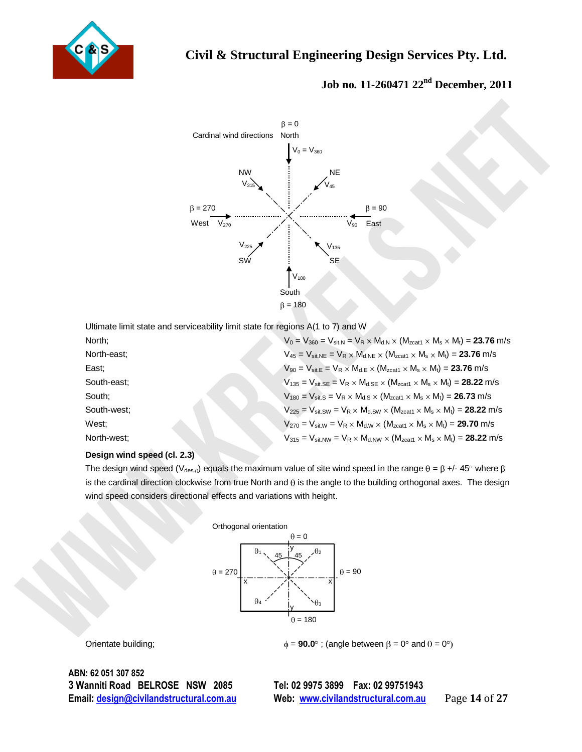Cardinal wind directions

$\beta = 0$ North — $V_0 = V_{360}$

NE — $V_{45}$

$\beta = 90$ East — $V_{90}$

SE — $V_{135}$

$\beta = 180$ South — $V_{180}$

SW — $V_{225}$

$\beta = 270$ West — $V_{270}$

NW — $V_{315}$

Ultimate limit state and serviceability limit state for regions A(1 to 7) and W

| | |
|---|---|
| North; | $V_0 = V_{360} = V_{sit.N} = V_R \times M_{d.N} \times (M_{zcat1} \times M_s \times M_t) =$ **23.76** m/s |
| North-east; | $V_{45} = V_{sit.NE} = V_R \times M_{d.NE} \times (M_{zcat1} \times M_s \times M_t) =$ **23.76** m/s |
| East; | $V_{90} = V_{sit.E} = V_R \times M_{d.E} \times (M_{zcat1} \times M_s \times M_t) =$ **23.76** m/s |
| South-east; | $V_{135} = V_{sit.SE} = V_R \times M_{d.SE} \times (M_{zcat1} \times M_s \times M_t) =$ **28.22** m/s |
| South; | $V_{180} = V_{sit.S} = V_R \times M_{d.S} \times (M_{zcat1} \times M_s \times M_t) =$ **26.73** m/s |
| South-west; | $V_{225} = V_{sit.SW} = V_R \times M_{d.SW} \times (M_{zcat1} \times M_s \times M_t) =$ **28.22** m/s |
| West; | $V_{270} = V_{sit.W} = V_R \times M_{d.W} \times (M_{zcat1} \times M_s \times M_t) =$ **29.70** m/s |
| North-west; | $V_{315} = V_{sit.NW} = V_R \times M_{d.NW} \times (M_{zcat1} \times M_s \times M_t) =$ **28.22** m/s |

**Design wind speed (cl. 2.3)**

The design wind speed ($V_{des.\theta}$) equals the maximum value of site wind speed in the range $\theta = \beta$ +/- 45° where $\beta$ is the cardinal direction clockwise from true North and $\theta$ is the angle to the building orthogonal axes. The design wind speed considers directional effects and variations with height.

Orthogonal orientation

$\theta = 0$, $\theta = 90$, $\theta = 180$, $\theta = 270$; $\theta_1$, $\theta_2$, $\theta_3$, $\theta_4$; 45, 45; x, x, y, y

Orientate building; $\phi =$ **90.0°** ; (angle between $\beta = 0°$ and $\theta = 0°$)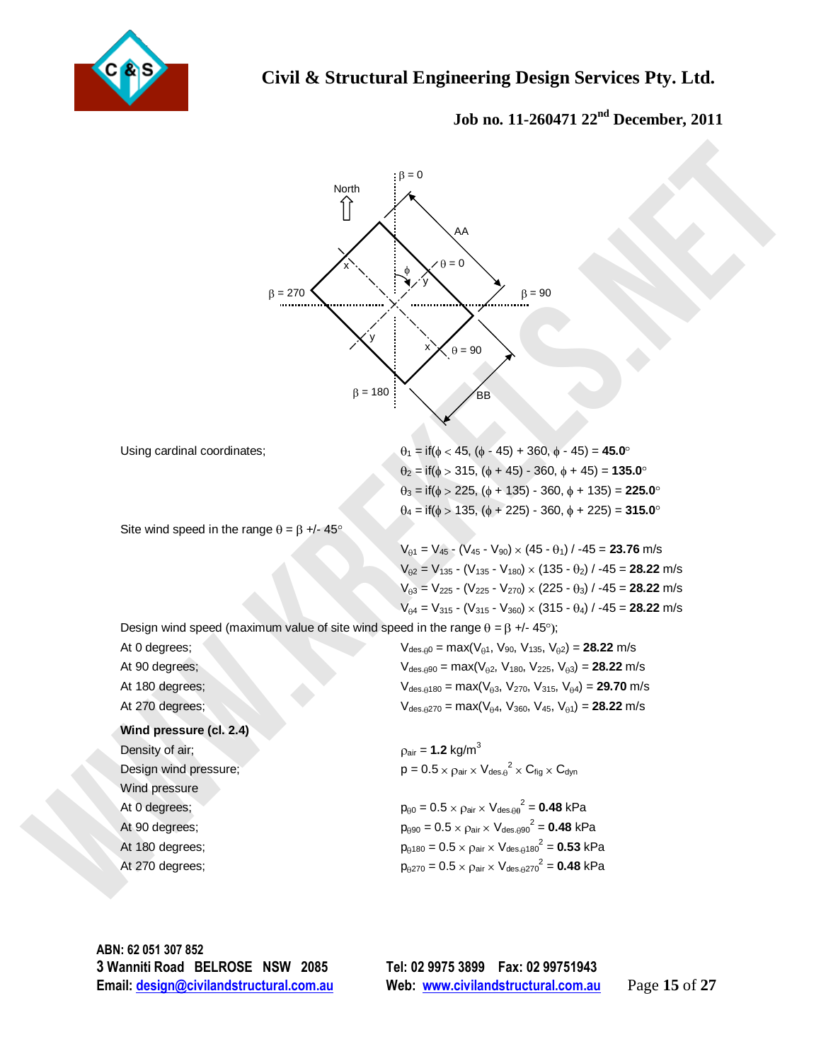Civil & Structural Engineering Design Services Pty. Ltd.

**Job no. 11-260471 22nd December, 2011**

Using cardinal coordinates;

$\theta_1$ = if($\phi$ < 45, ($\phi$ - 45) + 360, $\phi$ - 45) = **45.0**°

$\theta_2$ = if($\phi$ > 315, ($\phi$ + 45) - 360, $\phi$ + 45) = **135.0**°

$\theta_3$ = if($\phi$ > 225, ($\phi$ + 135) - 360, $\phi$ + 135) = **225.0**°

$\theta_4$ = if($\phi$ > 135, ($\phi$ + 225) - 360, $\phi$ + 225) = **315.0**°

Site wind speed in the range $\theta = \beta$ +/- 45°

$V_{\theta 1} = V_{45} - (V_{45} - V_{90}) \times (45 - \theta_1) / -45$ = **23.76** m/s

$V_{\theta 2} = V_{135} - (V_{135} - V_{180}) \times (135 - \theta_2) / -45$ = **28.22** m/s

$V_{\theta 3} = V_{225} - (V_{225} - V_{270}) \times (225 - \theta_3) / -45$ = **28.22** m/s

$V_{\theta 4} = V_{315} - (V_{315} - V_{360}) \times (315 - \theta_4) / -45$ = **28.22** m/s

Design wind speed (maximum value of site wind speed in the range $\theta = \beta$ +/- 45°);

At 0 degrees; $V_{des.\theta 0} = \max(V_{\theta 1}, V_{90}, V_{135}, V_{\theta 2})$ = **28.22** m/s

At 90 degrees; $V_{des.\theta 90} = \max(V_{\theta 2}, V_{180}, V_{225}, V_{\theta 3})$ = **28.22** m/s

At 180 degrees; $V_{des.\theta 180} = \max(V_{\theta 3}, V_{270}, V_{315}, V_{\theta 4})$ = **29.70** m/s

At 270 degrees; $V_{des.\theta 270} = \max(V_{\theta 4}, V_{360}, V_{45}, V_{\theta 1})$ = **28.22** m/s

**Wind pressure (cl. 2.4)**

Density of air; $\rho_{air}$ = **1.2** kg/m$^3$

Design wind pressure; $p = 0.5 \times \rho_{air} \times V_{des.\theta}^2 \times C_{fig} \times C_{dyn}$

Wind pressure

At 0 degrees; $p_{\theta 0} = 0.5 \times \rho_{air} \times V_{des.\theta 0}^2$ = **0.48** kPa

At 90 degrees; $p_{\theta 90} = 0.5 \times \rho_{air} \times V_{des.\theta 90}^2$ = **0.48** kPa

At 180 degrees; $p_{\theta 180} = 0.5 \times \rho_{air} \times V_{des.\theta 180}^2$ = **0.53** kPa

At 270 degrees; $p_{\theta 270} = 0.5 \times \rho_{air} \times V_{des.\theta 270}^2$ = **0.48** kPa

**ABN: 62 051 307 852**
**3 Wanniti Road BELROSE NSW 2085**
**Email: design@civilandstructural.com.au**

**Tel: 02 9975 3899 Fax: 02 99751943**
**Web: www.civilandstructural.com.au**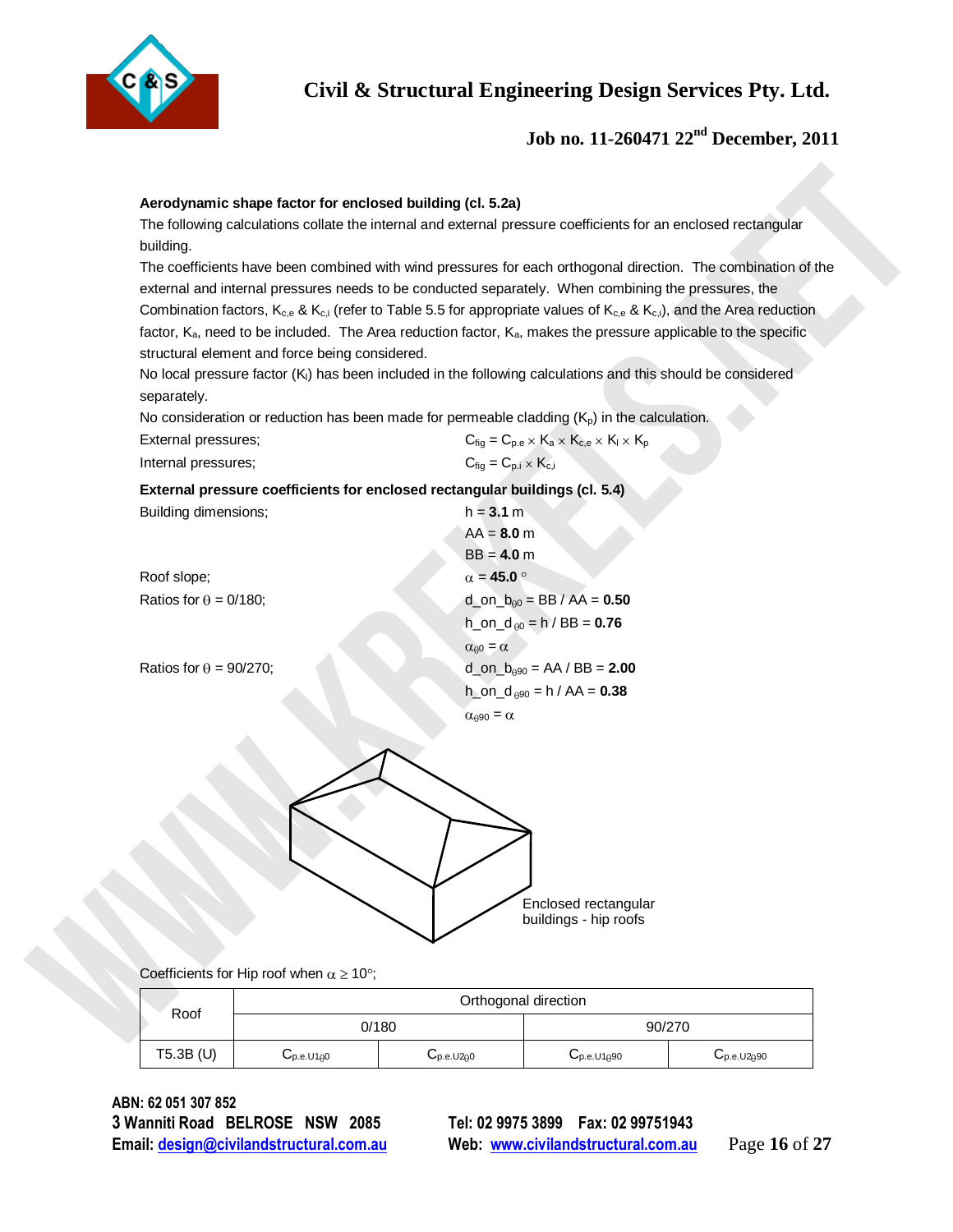**Aerodynamic shape factor for enclosed building (cl. 5.2a)**

The following calculations collate the internal and external pressure coefficients for an enclosed rectangular building.

The coefficients have been combined with wind pressures for each orthogonal direction. The combination of the external and internal pressures needs to be conducted separately. When combining the pressures, the Combination factors, $K_{c,e}$ & $K_{c,i}$ (refer to Table 5.5 for appropriate values of $K_{c,e}$ & $K_{c,i}$), and the Area reduction factor, $K_a$, need to be included. The Area reduction factor, $K_a$, makes the pressure applicable to the specific structural element and force being considered.

No local pressure factor ($K_l$) has been included in the following calculations and this should be considered separately.

No consideration or reduction has been made for permeable cladding ($K_p$) in the calculation.

External pressures; $C_{fig} = C_{p.e} \times K_a \times K_{c,e} \times K_l \times K_p$

Internal pressures; $C_{fig} = C_{p.i} \times K_{c,i}$

**External pressure coefficients for enclosed rectangular buildings (cl. 5.4)**

Building dimensions; h = **3.1** m

AA = **8.0** m

BB = **4.0** m

Roof slope; $\alpha$ = **45.0** °

Ratios for $\theta$ = 0/180; d_on_b$_{\theta 0}$ = BB / AA = **0.50**

h_on_d$_{\theta 0}$ = h / BB = **0.76**

$\alpha_{\theta 0} = \alpha$

Ratios for $\theta$ = 90/270; d_on_b$_{\theta 90}$ = AA / BB = **2.00**

h_on_d$_{\theta 90}$ = h / AA = **0.38**

$\alpha_{\theta 90} = \alpha$

Enclosed rectangular buildings - hip roofs

Coefficients for Hip roof when $\alpha \geq 10°$;

| Roof | Orthogonal direction | | | |
|---|---|---|---|---|
| | 0/180 | | 90/270 | |
| T5.3B (U) | $C_{p.e.U1\theta 0}$ | $C_{p.e.U2\theta 0}$ | $C_{p.e.U1\theta 90}$ | $C_{p.e.U2\theta 90}$ |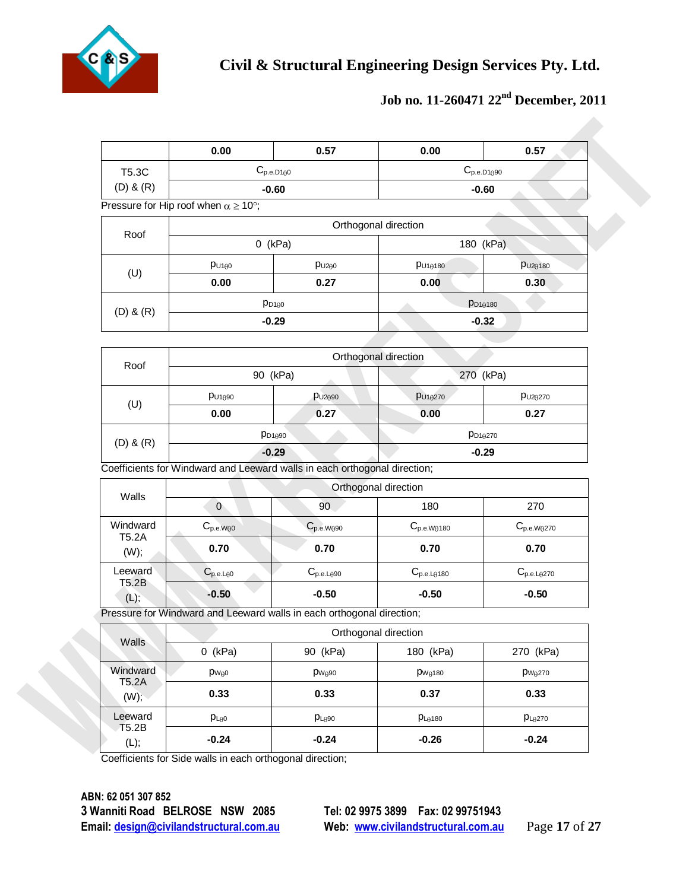| | 0.00 | 0.57 | 0.00 | 0.57 |
|---|---|---|---|---|
| T5.3C (D) & (R) | $C_{p.e.D1\theta0}$ | | $C_{p.e.D1\theta90}$ | |
| | -0.60 | | -0.60 | |

Pressure for Hip roof when $\alpha \geq 10°$;

| Roof | Orthogonal direction | | | |
|---|---|---|---|---|
| | 0 (kPa) | | 180 (kPa) | |
| (U) | $p_{U1\theta0}$ | $p_{U2\theta0}$ | $p_{U1\theta180}$ | $p_{U2\theta180}$ |
| | 0.00 | 0.27 | 0.00 | 0.30 |
| (D) & (R) | $p_{D1\theta0}$ | | $p_{D1\theta180}$ | |
| | -0.29 | | -0.32 | |

| Roof | Orthogonal direction | | | |
|---|---|---|---|---|
| | 90 (kPa) | | 270 (kPa) | |
| (U) | $p_{U1\theta90}$ | $p_{U2\theta90}$ | $p_{U1\theta270}$ | $p_{U2\theta270}$ |
| | 0.00 | 0.27 | 0.00 | 0.27 |
| (D) & (R) | $p_{D1\theta90}$ | | $p_{D1\theta270}$ | |
| | -0.29 | | -0.29 | |

Coefficients for Windward and Leeward walls in each orthogonal direction;

| Walls | Orthogonal direction | | | |
|---|---|---|---|---|
| | 0 | 90 | 180 | 270 |
| Windward T5.2A (W); | $C_{p.e.W\theta0}$ | $C_{p.e.W\theta90}$ | $C_{p.e.W\theta180}$ | $C_{p.e.W\theta270}$ |
| | 0.70 | 0.70 | 0.70 | 0.70 |
| Leeward T5.2B (L); | $C_{p.e.L\theta0}$ | $C_{p.e.L\theta90}$ | $C_{p.e.L\theta180}$ | $C_{p.e.L\theta270}$ |
| | -0.50 | -0.50 | -0.50 | -0.50 |

Pressure for Windward and Leeward walls in each orthogonal direction;

| Walls | Orthogonal direction | | | |
|---|---|---|---|---|
| | 0 (kPa) | 90 (kPa) | 180 (kPa) | 270 (kPa) |
| Windward T5.2A (W); | $p_{W\theta0}$ | $p_{W\theta90}$ | $p_{W\theta180}$ | $p_{W\theta270}$ |
| | 0.33 | 0.33 | 0.37 | 0.33 |
| Leeward T5.2B (L); | $p_{L\theta0}$ | $p_{L\theta90}$ | $p_{L\theta180}$ | $p_{L\theta270}$ |
| | -0.24 | -0.24 | -0.26 | -0.24 |

Coefficients for Side walls in each orthogonal direction;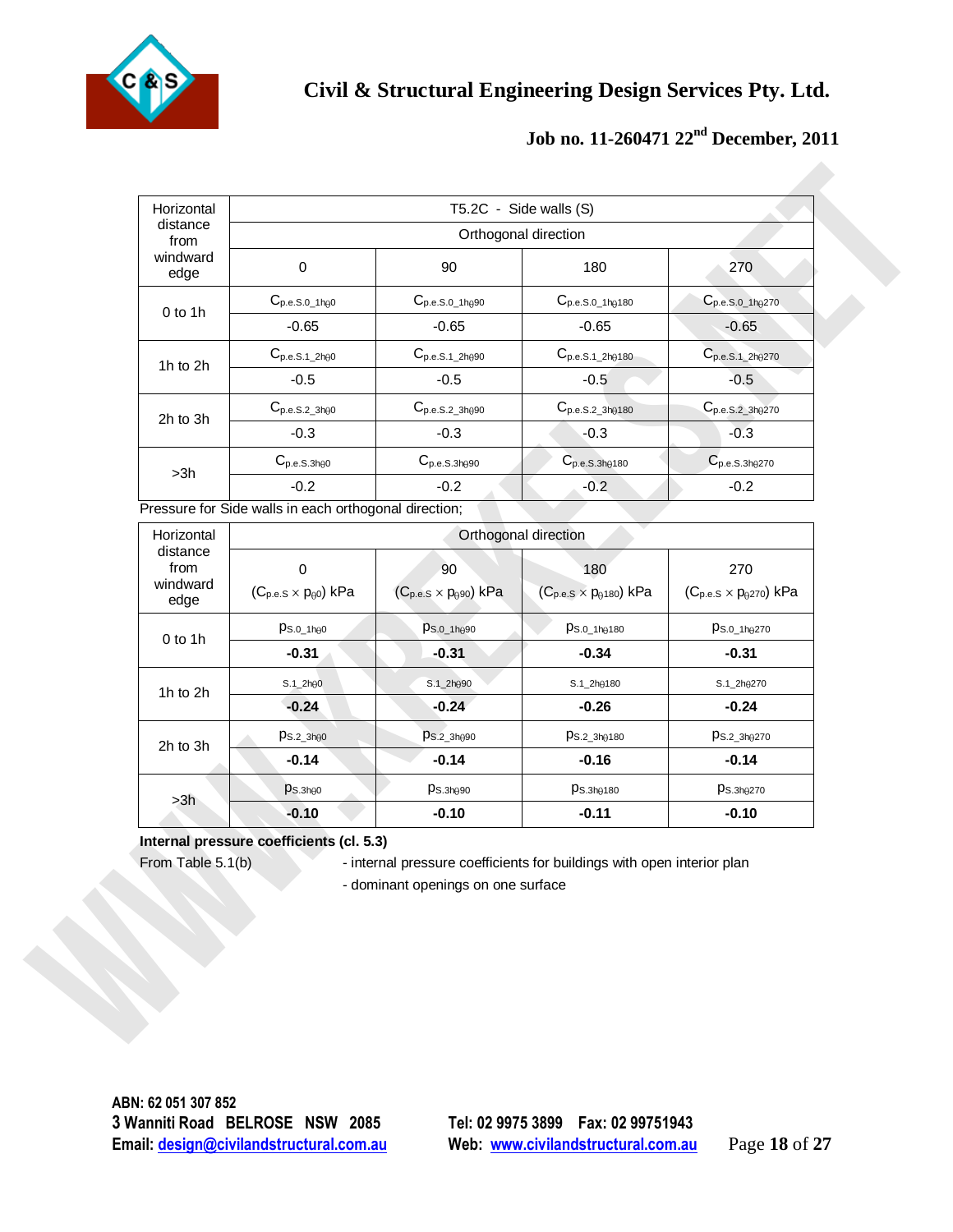| Horizontal distance from windward edge | T5.2C - Side walls (S) | | | |
|---|---|---|---|---|
| | Orthogonal direction | | | |
| | 0 | 90 | 180 | 270 |
| 0 to 1h | $C_{p.e.S.0\_1h\theta0}$ | $C_{p.e.S.0\_1h\theta90}$ | $C_{p.e.S.0\_1h\theta180}$ | $C_{p.e.S.0\_1h\theta270}$ |
| | -0.65 | -0.65 | -0.65 | -0.65 |
| 1h to 2h | $C_{p.e.S.1\_2h\theta0}$ | $C_{p.e.S.1\_2h\theta90}$ | $C_{p.e.S.1\_2h\theta180}$ | $C_{p.e.S.1\_2h\theta270}$ |
| | -0.5 | -0.5 | -0.5 | -0.5 |
| 2h to 3h | $C_{p.e.S.2\_3h\theta0}$ | $C_{p.e.S.2\_3h\theta90}$ | $C_{p.e.S.2\_3h\theta180}$ | $C_{p.e.S.2\_3h\theta270}$ |
| | -0.3 | -0.3 | -0.3 | -0.3 |
| >3h | $C_{p.e.S.3h\theta0}$ | $C_{p.e.S.3h\theta90}$ | $C_{p.e.S.3h\theta180}$ | $C_{p.e.S.3h\theta270}$ |
| | -0.2 | -0.2 | -0.2 | -0.2 |

Pressure for Side walls in each orthogonal direction;

| Horizontal distance from windward edge | Orthogonal direction | | | |
|---|---|---|---|---|
| | 0 ($C_{p.e.S} \times p_{\theta0}$) kPa | 90 ($C_{p.e.S} \times p_{\theta90}$) kPa | 180 ($C_{p.e.S} \times p_{\theta180}$) kPa | 270 ($C_{p.e.S} \times p_{\theta270}$) kPa |
| 0 to 1h | $p_{S.0\_1h\theta0}$ | $p_{S.0\_1h\theta90}$ | $p_{S.0\_1h\theta180}$ | $p_{S.0\_1h\theta270}$ |
| | **-0.31** | **-0.31** | **-0.34** | **-0.31** |
| 1h to 2h | S.1_2hθ0 | S.1_2hθ90 | S.1_2hθ180 | S.1_2hθ270 |
| | **-0.24** | **-0.24** | **-0.26** | **-0.24** |
| 2h to 3h | $p_{S.2\_3h\theta0}$ | $p_{S.2\_3h\theta90}$ | $p_{S.2\_3h\theta180}$ | $p_{S.2\_3h\theta270}$ |
| | **-0.14** | **-0.14** | **-0.16** | **-0.14** |
| >3h | $p_{S.3h\theta0}$ | $p_{S.3h\theta90}$ | $p_{S.3h\theta180}$ | $p_{S.3h\theta270}$ |
| | **-0.10** | **-0.10** | **-0.11** | **-0.10** |

**Internal pressure coefficients (cl. 5.3)**

From Table 5.1(b) - internal pressure coefficients for buildings with open interior plan

- dominant openings on one surface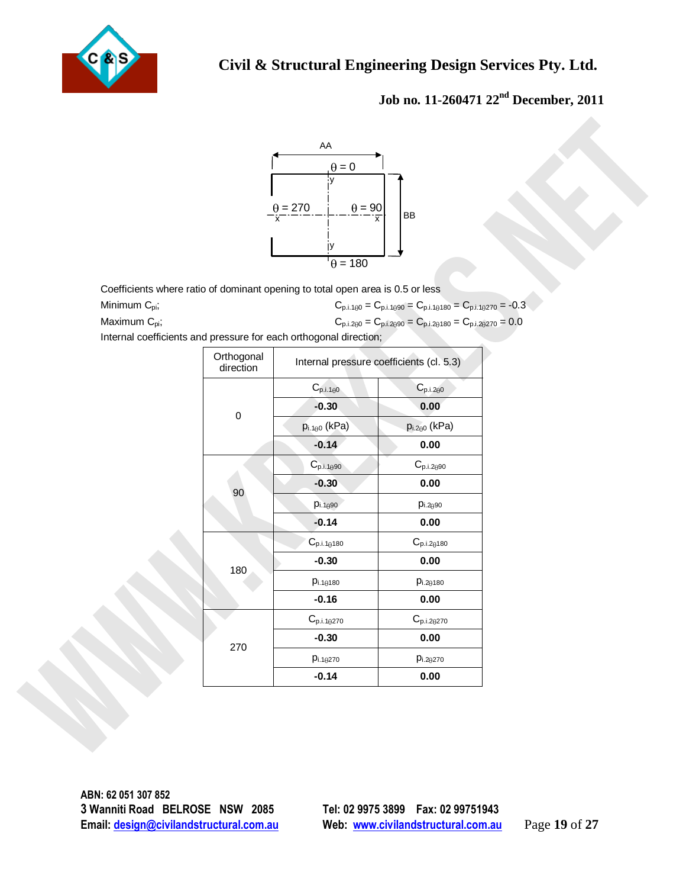AA

θ = 0

θ = 270 θ = 90 BB

θ = 180

Coefficients where ratio of dominant opening to total open area is 0.5 or less

Minimum $C_{pi}$; $C_{p.i.1\theta 0} = C_{p.i.1\theta 90} = C_{p.i.1\theta 180} = C_{p.i.1\theta 270} = -0.3$

Maximum $C_{pi}$; $C_{p.i.2\theta 0} = C_{p.i.2\theta 90} = C_{p.i.2\theta 180} = C_{p.i.2\theta 270} = 0.0$

Internal coefficients and pressure for each orthogonal direction;

| Orthogonal direction | Internal pressure coefficients (cl. 5.3) | |
|---|---|---|
| 0 | $C_{p.i.1\theta 0}$ | $C_{p.i.2\theta 0}$ |
| | **-0.30** | **0.00** |
| | $p_{i.1\theta 0}$ (kPa) | $p_{i.2\theta 0}$ (kPa) |
| | **-0.14** | **0.00** |
| 90 | $C_{p.i.1\theta 90}$ | $C_{p.i.2\theta 90}$ |
| | **-0.30** | **0.00** |
| | $p_{i.1\theta 90}$ | $p_{i.2\theta 90}$ |
| | **-0.14** | **0.00** |
| 180 | $C_{p.i.1\theta 180}$ | $C_{p.i.2\theta 180}$ |
| | **-0.30** | **0.00** |
| | $p_{i.1\theta 180}$ | $p_{i.2\theta 180}$ |
| | **-0.16** | **0.00** |
| 270 | $C_{p.i.1\theta 270}$ | $C_{p.i.2\theta 270}$ |
| | **-0.30** | **0.00** |
| | $p_{i.1\theta 270}$ | $p_{i.2\theta 270}$ |
| | **-0.14** | **0.00** |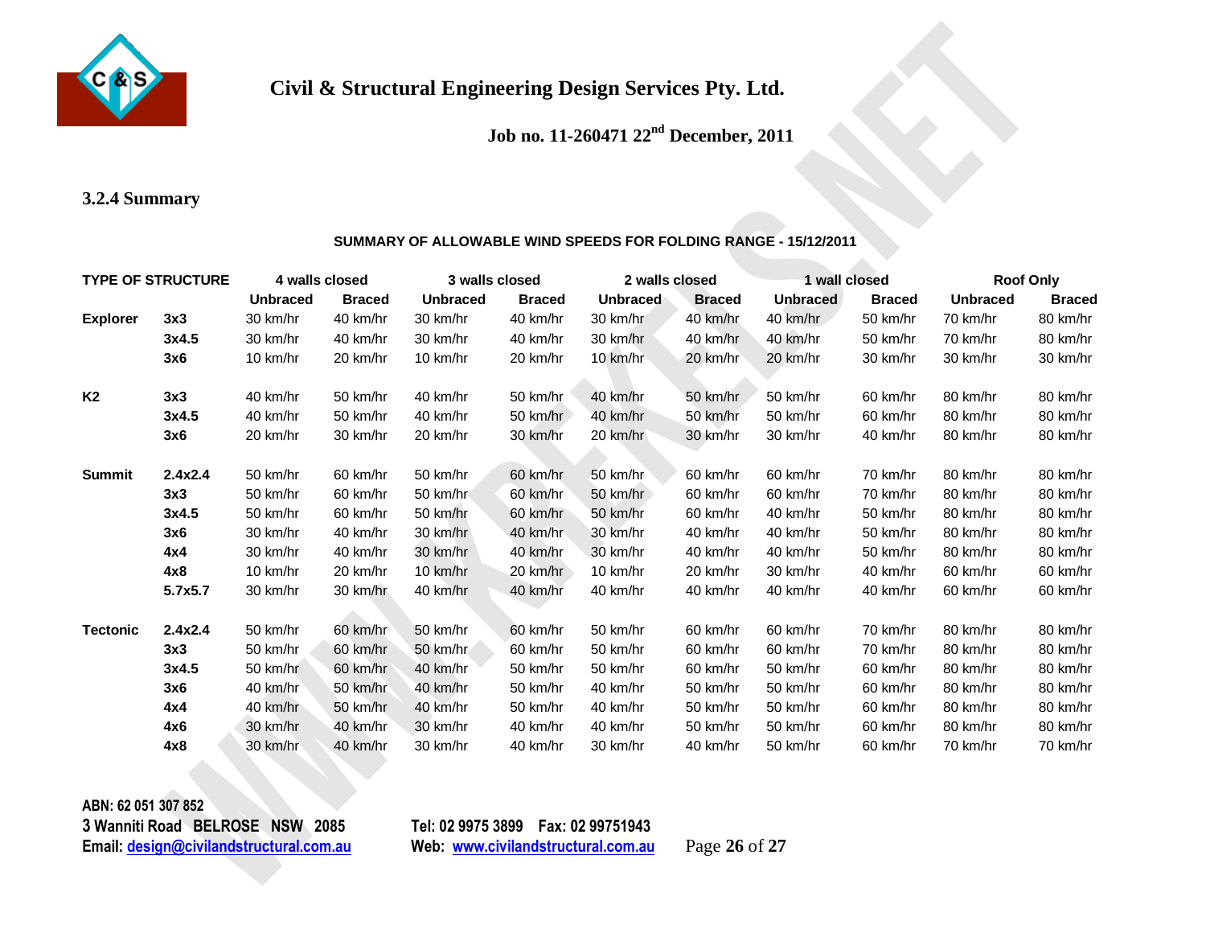### 3.2.4 Summary

**SUMMARY OF ALLOWABLE WIND SPEEDS FOR FOLDING RANGE - 15/12/2011**

| TYPE OF STRUCTURE | | 4 walls closed | | 3 walls closed | | 2 walls closed | | 1 wall closed | | Roof Only | |
|---|---|---|---|---|---|---|---|---|---|---|---|
| | | **Unbraced** | **Braced** | **Unbraced** | **Braced** | **Unbraced** | **Braced** | **Unbraced** | **Braced** | **Unbraced** | **Braced** |
| **Explorer** | **3x3** | 30 km/hr | 40 km/hr | 30 km/hr | 40 km/hr | 30 km/hr | 40 km/hr | 40 km/hr | 50 km/hr | 70 km/hr | 80 km/hr |
| | **3x4.5** | 30 km/hr | 40 km/hr | 30 km/hr | 40 km/hr | 30 km/hr | 40 km/hr | 40 km/hr | 50 km/hr | 70 km/hr | 80 km/hr |
| | **3x6** | 10 km/hr | 20 km/hr | 10 km/hr | 20 km/hr | 10 km/hr | 20 km/hr | 20 km/hr | 30 km/hr | 30 km/hr | 30 km/hr |
| **K2** | **3x3** | 40 km/hr | 50 km/hr | 40 km/hr | 50 km/hr | 40 km/hr | 50 km/hr | 50 km/hr | 60 km/hr | 80 km/hr | 80 km/hr |
| | **3x4.5** | 40 km/hr | 50 km/hr | 40 km/hr | 50 km/hr | 40 km/hr | 50 km/hr | 50 km/hr | 60 km/hr | 80 km/hr | 80 km/hr |
| | **3x6** | 20 km/hr | 30 km/hr | 20 km/hr | 30 km/hr | 20 km/hr | 30 km/hr | 30 km/hr | 40 km/hr | 80 km/hr | 80 km/hr |
| **Summit** | **2.4x2.4** | 50 km/hr | 60 km/hr | 50 km/hr | 60 km/hr | 50 km/hr | 60 km/hr | 60 km/hr | 70 km/hr | 80 km/hr | 80 km/hr |
| | **3x3** | 50 km/hr | 60 km/hr | 50 km/hr | 60 km/hr | 50 km/hr | 60 km/hr | 60 km/hr | 70 km/hr | 80 km/hr | 80 km/hr |
| | **3x4.5** | 50 km/hr | 60 km/hr | 50 km/hr | 60 km/hr | 50 km/hr | 60 km/hr | 40 km/hr | 50 km/hr | 80 km/hr | 80 km/hr |
| | **3x6** | 30 km/hr | 40 km/hr | 30 km/hr | 40 km/hr | 30 km/hr | 40 km/hr | 40 km/hr | 50 km/hr | 80 km/hr | 80 km/hr |
| | **4x4** | 30 km/hr | 40 km/hr | 30 km/hr | 40 km/hr | 30 km/hr | 40 km/hr | 40 km/hr | 50 km/hr | 80 km/hr | 80 km/hr |
| | **4x8** | 10 km/hr | 20 km/hr | 10 km/hr | 20 km/hr | 10 km/hr | 20 km/hr | 30 km/hr | 40 km/hr | 60 km/hr | 60 km/hr |
| | **5.7x5.7** | 30 km/hr | 30 km/hr | 40 km/hr | 40 km/hr | 40 km/hr | 40 km/hr | 40 km/hr | 40 km/hr | 60 km/hr | 60 km/hr |
| **Tectonic** | **2.4x2.4** | 50 km/hr | 60 km/hr | 50 km/hr | 60 km/hr | 50 km/hr | 60 km/hr | 60 km/hr | 70 km/hr | 80 km/hr | 80 km/hr |
| | **3x3** | 50 km/hr | 60 km/hr | 50 km/hr | 60 km/hr | 50 km/hr | 60 km/hr | 60 km/hr | 70 km/hr | 80 km/hr | 80 km/hr |
| | **3x4.5** | 50 km/hr | 60 km/hr | 40 km/hr | 50 km/hr | 50 km/hr | 60 km/hr | 50 km/hr | 60 km/hr | 80 km/hr | 80 km/hr |
| | **3x6** | 40 km/hr | 50 km/hr | 40 km/hr | 50 km/hr | 40 km/hr | 50 km/hr | 50 km/hr | 60 km/hr | 80 km/hr | 80 km/hr |
| | **4x4** | 40 km/hr | 50 km/hr | 40 km/hr | 50 km/hr | 40 km/hr | 50 km/hr | 50 km/hr | 60 km/hr | 80 km/hr | 80 km/hr |
| | **4x6** | 30 km/hr | 40 km/hr | 30 km/hr | 40 km/hr | 40 km/hr | 50 km/hr | 50 km/hr | 60 km/hr | 80 km/hr | 80 km/hr |
| | **4x8** | 30 km/hr | 40 km/hr | 30 km/hr | 40 km/hr | 30 km/hr | 40 km/hr | 50 km/hr | 60 km/hr | 70 km/hr | 70 km/hr |